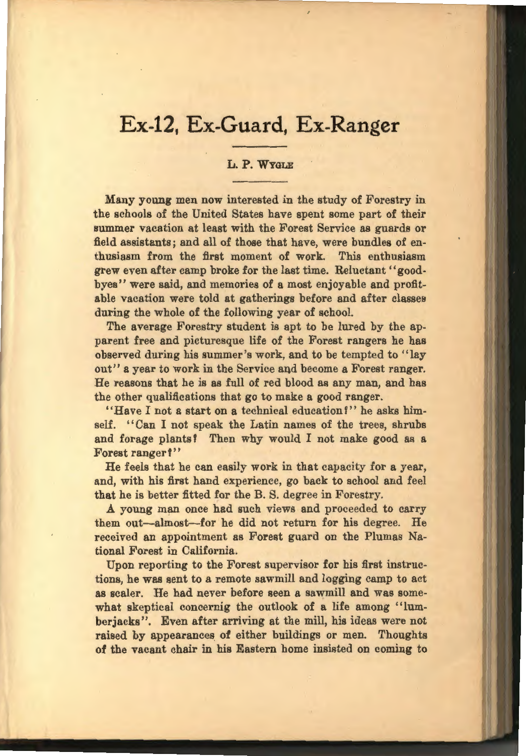# Ex-12, Ex-Guard, Ex-Ranger

L. P. WYGLE

Many young men now interested in the study of Forestry in the schools of the United States have spent some part of their summer vacation at least with the Forest Service as guards or field assistants; and all of those that have, were bundles of enthusiasm from the first moment of work. This enthusiasm grew even after camp broke for the last time. Reluctant "good-byes" were said, and memories of a most enjoyable and profitable vacation were told at gatherings before and after classes during the whole of the following year of school.

The average Forestry student is apt to be lured by the apparent free and picturesque life of the Forest rangers he has observed during his summer's work, and to be tempted to "lay out" a year to work in the Service and become a Forest ranger. He reasons that he is as full of red blood as any man, and has the other qualifications that go to make a good ranger.

"Have I not a start on a technical education?" he asks himself. "Can I not speak the Latin names of the trees, shrubs and forage plants? Then why would I not make good as a Forest ranger?"

He feels that he can easily work in that capacity for a year, and, with his first hand experience, go back to school and feel that he is better fitted for the B. S. degree in Forestry.

A young man once had such views and proceeded to carry them out—almost—for he did not return for his degree. He received an appointment as Forest guard on the Plumas National Forest in California.

Upon reporting to the Forest supervisor for his first instructions, he was sent to a remote sawmill and logging camp to act as scaler. He had never before seen a sawmill and was somewhat skeptical concernig the outlook of a life among "lumberjacks". Even after arriving at the mill, his ideas were not raised by appearances of either buildings or men. Thoughts of the vacant chair in his Eastern home insisted on coming to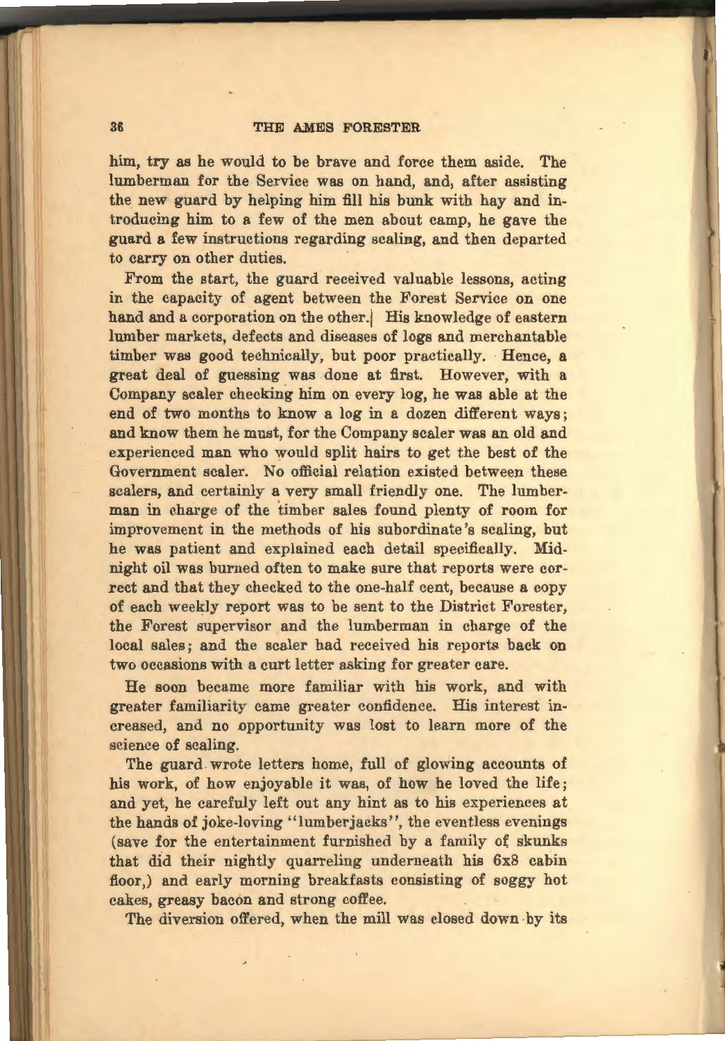him, try as he would to be brave and force them aside. The lumberman for the Service was on hand, and, after assisting the new guard by helping him fill his bunk with hay and introducing him to a few of the men about camp, he gave the guard a few instructions regarding scaling, and then departed to carry on other duties.

From the start, the guard received valuable lessons, acting in the capacity of agent between the Forest Service on one hand and a corporation on the other. His knowledge of eastern lumber markets, defects and diseases of logs and merchantable timber was good technically, but poor practically. Hence, a great deal of guessing was done at first. However, with a Company scaler checking him on every log, he was able at the end of two months to know a log in a dozen different ways; and know them he must, for the Company scaler was an old and experienced man who would split hairs to get the best of the Government scaler. No official relation existed between these scalers, and certainly a very small friendly one. The lumberman in charge of the timber sales found plenty of room for improvement in the methods of his subordinate's scaling, but he was patient and explained each detail specifically. Midnight oil was burned often to make sure that reports were correct and that they checked to the one-half cent, because a copy of each weekly report was to be sent to the District Forester, the Forest supervisor and the lumberman in charge of the local sales; and the scaler had received his reports back on two occasions with a curt letter asking for greater care.

He soon became more familiar with his work, and with greater familiarity came greater confidence. His interest increased, and no opportunity was lost to learn more of the science of scaling.

The guard wrote letters home, full of glowing accounts of his work, of how enjoyable it was, of how he loved the life; and yet, he carefuly left out any hint as to his experiences at the hands of joke-loving "lumberjacks", the eventless evenings (save for the entertainment furnished by a family of skunks that did their nightly quarreling underneath his 6x8 cabin floor,) and early morning breakfasts consisting of soggy hot cakes, greasy bacon and strong coffee.

The diversion offered, when the mill was closed down by its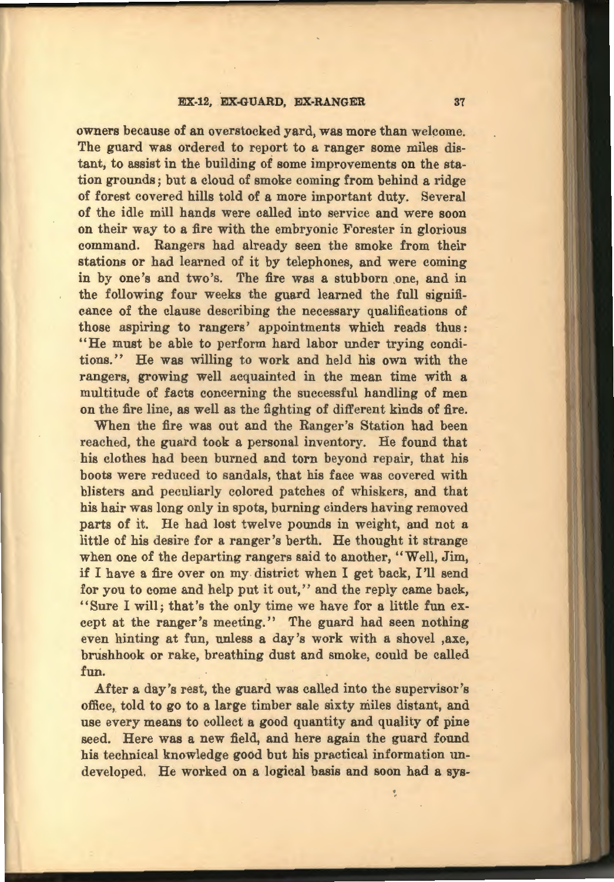owners because of an overstocked yard, was more than welcome. The guard was ordered to report to a ranger some miles distant, to assist in the building of some improvements on the station grounds; but a cloud of smoke coming from behind a ridge of forest covered hills told of a more important duty. Several of the idle mill hands were called into service and were soon on their way to a fire with the embryonic Forester in glorious command. Rangers had already seen the smoke from their stations or had learned of it by telephones, and were coming in by one's and two's. The fire was a stubborn one, and in the following four weeks the guard learned the full significance of the clause describing the necessary qualifications of those aspiring to rangers' appointments which reads thus: "He must be able to perform hard labor under trying conditions." He was willing to work and held his own with the rangers, growing well acquainted in the mean time with a multitude of facts concerning the successful handling of men on the fire line, as well as the fighting of different kinds of fire.

When the fire was out and the Ranger's Station had been reached, the guard took a personal inventory. He found that his clothes had been burned and torn beyond repair, that his boots were reduced to sandals, that his face was covered with blisters and peculiarly colored patches of whiskers, and that his hair was long only in spots, burning cinders having removed parts of it. He had lost twelve pounds in weight, and not a little of his desire for a ranger's berth. He thought it strange when one of the departing rangers said to another, "Well, Jim, if I have a fire over on my district when I get back, I'll send for you to come and help put it out," and the reply came back, "Sure I will; that's the only time we have for a little fun except at the ranger's meeting." The guard had seen nothing even hinting at fun, unless a day's work with a shovel ,axe, brushhook or rake, breathing dust and smoke, could be called fun.

After a day's rest, the guard was called into the supervisor's office, told to go to a large timber sale sixty miles distant, and use every means to collect a good quantity and quality of pine seed. Here was a new field, and here again the guard found his technical knowledge good but his practical information undeveloped. He worked on a logical basis and soon had a sys-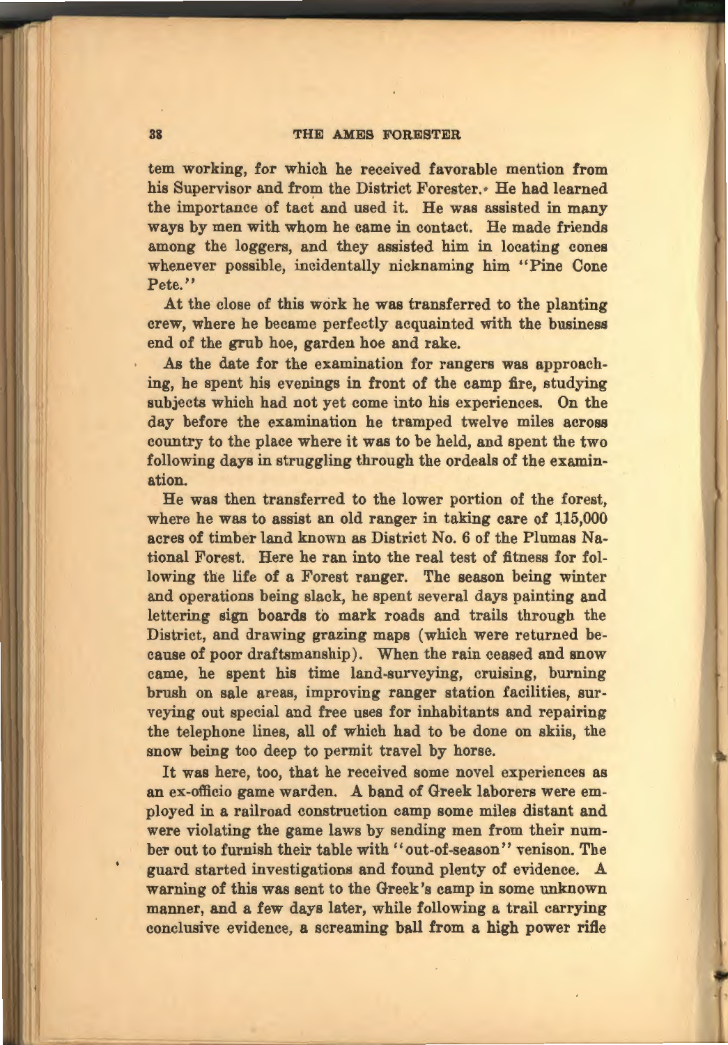tem working, for which he received favorable mention from his Supervisor and from the District Forester. He had learned the importance of tact and used it. He was assisted in many ways by men with whom he came in contact. He made friends among the loggers, and they assisted him in locating cones whenever possible, incidentally nicknaming him "Pine Cone Pete."

At the close of this work he was transferred to the planting crew, where he became perfectly acquainted with the business end of the grub hoe, garden hoe and rake.

As the date for the examination for rangers was approaching, he spent his evenings in front of the camp fire, studying subjects which had not yet come into his experiences. On the day before the examination he tramped twelve miles across country to the place where it was to be held, and spent the two following days in struggling through the ordeals of the examination.

He was then transferred to the lower portion of the forest, where he was to assist an old ranger in taking care of 115,000 acres of timber land known as District No. 6 of the Plumas National Forest. Here he ran into the real test of fitness for following the life of a Forest ranger. The season being winter and operations being slack, he spent several days painting and lettering sign boards to mark roads and trails through the District, and drawing grazing maps (which were returned because of poor draftsmanship). When the rain ceased and snow came, he spent his time land-surveying, cruising, burning brush on sale areas, improving ranger station facilities, surveying out special and free uses for inhabitants and repairing the telephone lines, all of which had to be done on skiis, the snow being too deep to permit travel by horse.

It was here, too, that he received some novel experiences as an ex-officio game warden. A band of Greek laborers were employed in a railroad construction camp some miles distant and were violating the game laws by sending men from their number out to furnish their table with "out-of-season" venison. The guard started investigations and found plenty of evidence. A warning of this was sent to the Greek's camp in some unknown manner, and a few days later, while following a trail carrying conclusive evidence, a screaming ball from a high power rifle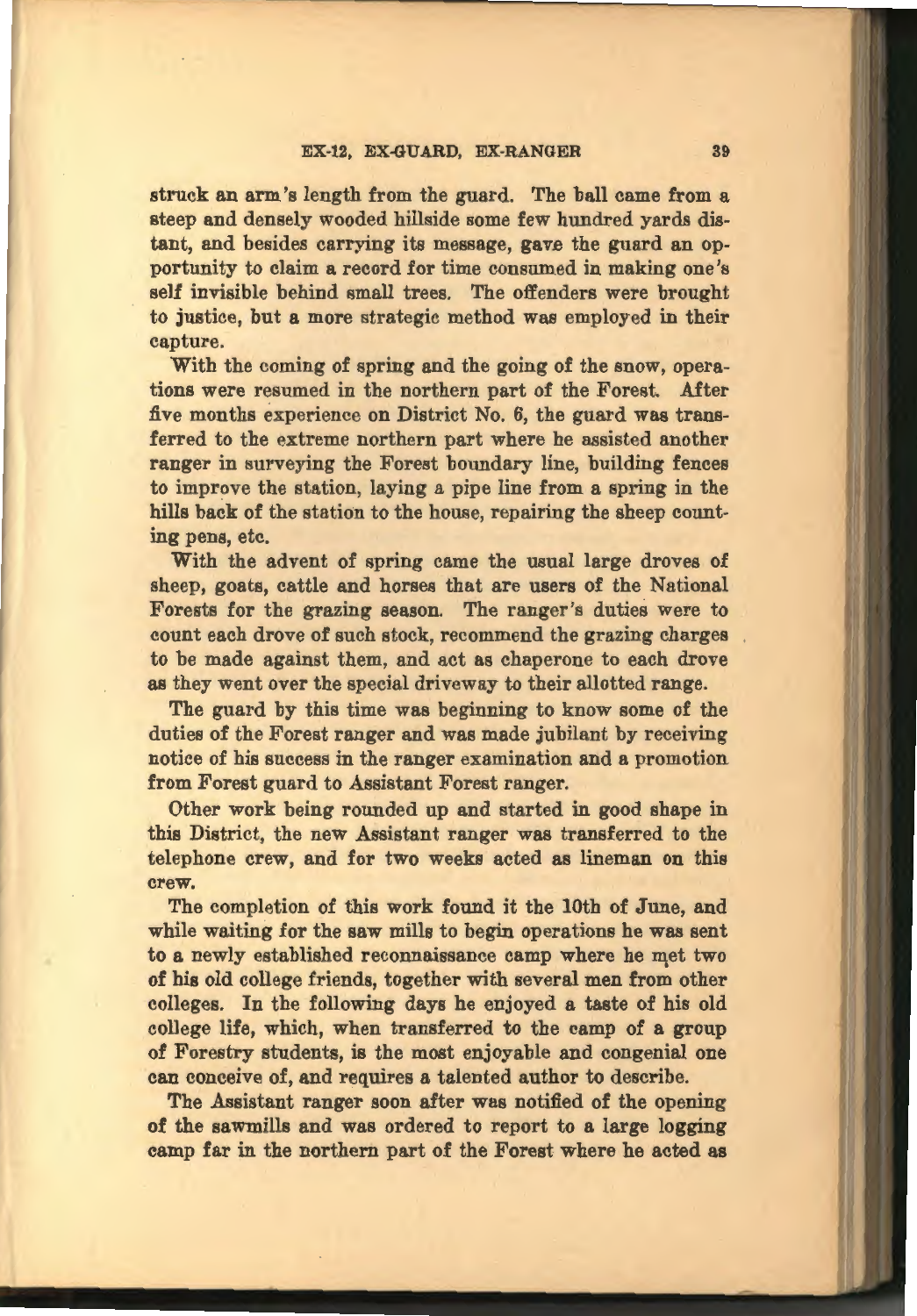struck an arm's length from the guard. The ball came from a steep and densely wooded hillside some few hundred yards distant, and besides carrying its message, gave the guard an opportunity to claim a record for time consumed in making one's self invisible behind small trees. The offenders were brought to justice, but a more strategic method was employed in their capture.

With the coming of spring and the going of the snow, operations were resumed in the northern part of the Forest. After five months experience on District No. 6, the guard was transferred to the extreme northern part where he assisted another ranger in surveying the Forest boundary line, building fences to improve the station, laying a pipe line from a spring in the hills back of the station to the house, repairing the sheep counting pens, etc.

With the advent of spring came the usual large droves of sheep, goats, cattle and horses that are users of the National Forests for the grazing season. The ranger's duties were to count each drove of such stock, recommend the grazing charges to be made against them, and act as chaperone to each drove as they went over the special driveway to their allotted range.

The guard by this time was beginning to know some of the duties of the Forest ranger and was made jubilant by receiving notice of his success in the ranger examination and a promotion from Forest guard to Assistant Forest ranger.

Other work being rounded up and started in good shape in this District, the new Assistant ranger was transferred to the telephone crew, and for two weeks acted as lineman on this crew.

The completion of this work found it the 10th of June, and while waiting for the saw mills to begin operations he was sent to a newly established reconnaissance camp where he met two of his old college friends, together with several men from other colleges. In the following days he enjoyed a taste of his old college life, which, when transferred to the camp of a group of Forestry students, is the most enjoyable and congenial one can conceive of, and requires a talented author to describe.

The Assistant ranger soon after was notified of the opening of the sawmills and was ordered to report to a large logging camp far in the northern part of the Forest where he acted as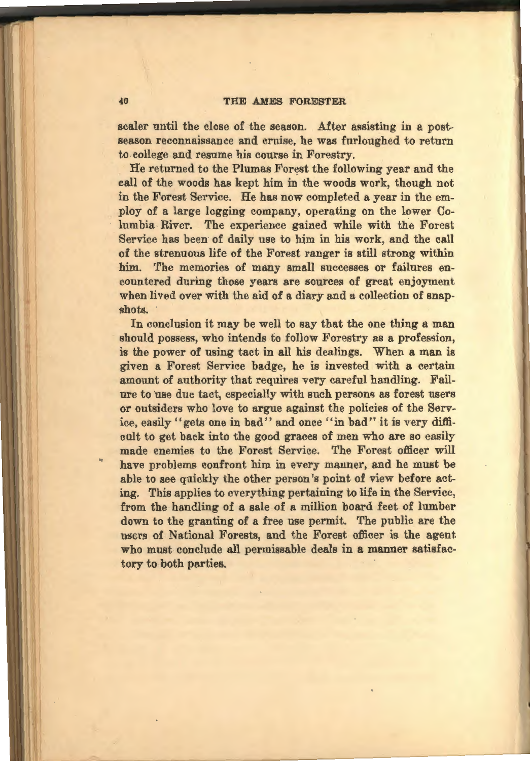scaler until the close of the season. After assisting in a post-season reconnaissance and cruise, he was furloughed to return to college and resume his course in Forestry.

He returned to the Plumas Forest the following year and the call of the woods has kept him in the woods work, though not in the Forest Service. He has now completed a year in the employ of a large logging company, operating on the lower Columbia River. The experience gained while with the Forest Service has been of daily use to him in his work, and the call of the strenuous life of the Forest ranger is still strong within him. The memories of many small successes or failures encountered during those years are sources of great enjoyment when lived over with the aid of a diary and a collection of snapshots.

In conclusion it may be well to say that the one thing a man should possess, who intends to follow Forestry as a profession, is the power of using tact in all his dealings. When a man is given a Forest Service badge, he is invested with a certain amount of authority that requires very careful handling. Failure to use due tact, especially with such persons as forest users or outsiders who love to argue against the policies of the Service, easily "gets one in bad" and once "in bad" it is very difficult to get back into the good graces of men who are so easily made enemies to the Forest Service. The Forest officer will have problems confront him in every manner, and he must be able to see quickly the other person's point of view before acting. This applies to everything pertaining to life in the Service, from the handling of a sale of a million board feet of lumber down to the granting of a free use permit. The public are the users of National Forests, and the Forest officer is the agent who must conclude all permissable deals in a manner satisfactory to both parties.